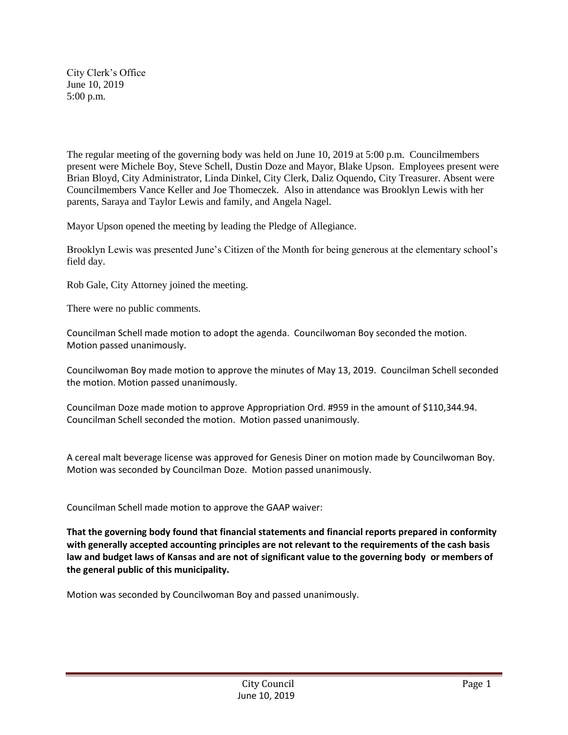City Clerk's Office
June 10, 2019
5:00 p.m.

The regular meeting of the governing body was held on June 10, 2019 at 5:00 p.m. Councilmembers present were Michele Boy, Steve Schell, Dustin Doze and Mayor, Blake Upson. Employees present were Brian Bloyd, City Administrator, Linda Dinkel, City Clerk, Daliz Oquendo, City Treasurer. Absent were Councilmembers Vance Keller and Joe Thomeczek. Also in attendance was Brooklyn Lewis with her parents, Saraya and Taylor Lewis and family, and Angela Nagel.

Mayor Upson opened the meeting by leading the Pledge of Allegiance.

Brooklyn Lewis was presented June's Citizen of the Month for being generous at the elementary school's field day.

Rob Gale, City Attorney joined the meeting.

There were no public comments.

Councilman Schell made motion to adopt the agenda. Councilwoman Boy seconded the motion. Motion passed unanimously.

Councilwoman Boy made motion to approve the minutes of May 13, 2019. Councilman Schell seconded the motion. Motion passed unanimously.

Councilman Doze made motion to approve Appropriation Ord. #959 in the amount of $110,344.94. Councilman Schell seconded the motion. Motion passed unanimously.

A cereal malt beverage license was approved for Genesis Diner on motion made by Councilwoman Boy. Motion was seconded by Councilman Doze. Motion passed unanimously.

Councilman Schell made motion to approve the GAAP waiver:

**That the governing body found that financial statements and financial reports prepared in conformity with generally accepted accounting principles are not relevant to the requirements of the cash basis law and budget laws of Kansas and are not of significant value to the governing body or members of the general public of this municipality.**

Motion was seconded by Councilwoman Boy and passed unanimously.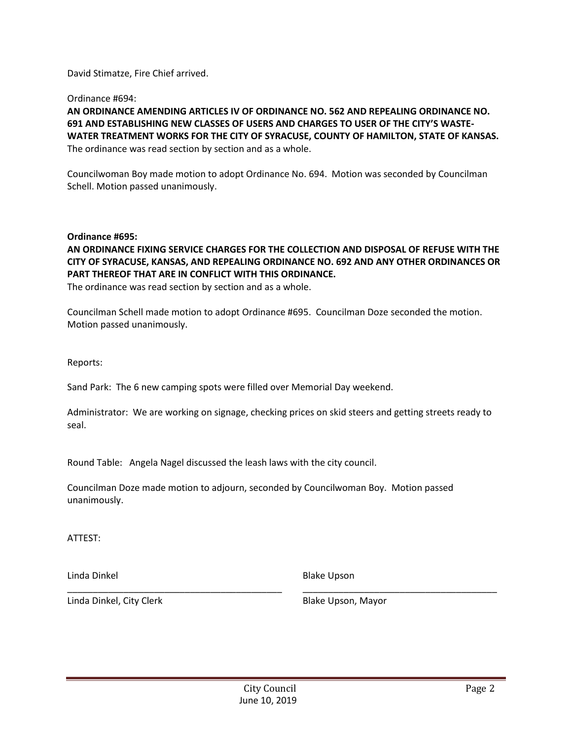David Stimatze, Fire Chief arrived.

Ordinance #694:

**AN ORDINANCE AMENDING ARTICLES IV OF ORDINANCE NO. 562 AND REPEALING ORDINANCE NO. 691 AND ESTABLISHING NEW CLASSES OF USERS AND CHARGES TO USER OF THE CITY'S WASTE-WATER TREATMENT WORKS FOR THE CITY OF SYRACUSE, COUNTY OF HAMILTON, STATE OF KANSAS.**

The ordinance was read section by section and as a whole.

Councilwoman Boy made motion to adopt Ordinance No. 694. Motion was seconded by Councilman Schell. Motion passed unanimously.

**Ordinance #695:**

**AN ORDINANCE FIXING SERVICE CHARGES FOR THE COLLECTION AND DISPOSAL OF REFUSE WITH THE CITY OF SYRACUSE, KANSAS, AND REPEALING ORDINANCE NO. 692 AND ANY OTHER ORDINANCES OR PART THEREOF THAT ARE IN CONFLICT WITH THIS ORDINANCE.**

The ordinance was read section by section and as a whole.

Councilman Schell made motion to adopt Ordinance #695. Councilman Doze seconded the motion. Motion passed unanimously.

Reports:

Sand Park: The 6 new camping spots were filled over Memorial Day weekend.

Administrator: We are working on signage, checking prices on skid steers and getting streets ready to seal.

Round Table: Angela Nagel discussed the leash laws with the city council.

Councilman Doze made motion to adjourn, seconded by Councilwoman Boy. Motion passed unanimously.

ATTEST:

Linda Dinkel
_____________________________
Linda Dinkel, City Clerk

Blake Upson
_____________________________
Blake Upson, Mayor